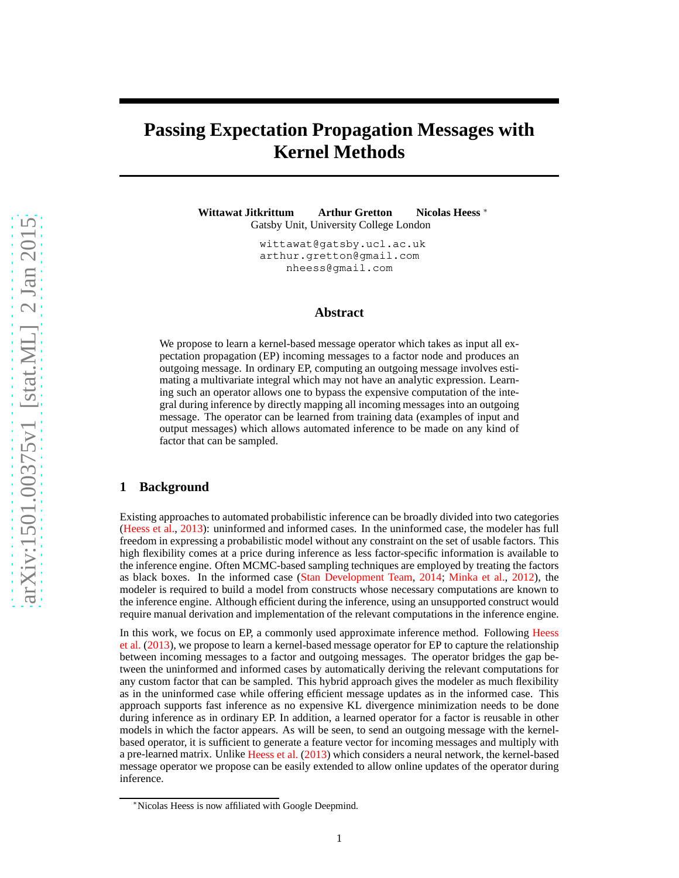# Passing Expectation Propagation Messages with Kernel Methods

**Wittawat Jitkrittum** **Arthur Gretton** **Nicolas Heess** *

Gatsby Unit, University College London

wittawat@gatsby.ucl.ac.uk
arthur.gretton@gmail.com
nheess@gmail.com

## Abstract

We propose to learn a kernel-based message operator which takes as input all expectation propagation (EP) incoming messages to a factor node and produces an outgoing message. In ordinary EP, computing an outgoing message involves estimating a multivariate integral which may not have an analytic expression. Learning such an operator allows one to bypass the expensive computation of the integral during inference by directly mapping all incoming messages into an outgoing message. The operator can be learned from training data (examples of input and output messages) which allows automated inference to be made on any kind of factor that can be sampled.

## 1 Background

Existing approaches to automated probabilistic inference can be broadly divided into two categories (Heess et al., 2013): uninformed and informed cases. In the uninformed case, the modeler has full freedom in expressing a probabilistic model without any constraint on the set of usable factors. This high flexibility comes at a price during inference as less factor-specific information is available to the inference engine. Often MCMC-based sampling techniques are employed by treating the factors as black boxes. In the informed case (Stan Development Team, 2014; Minka et al., 2012), the modeler is required to build a model from constructs whose necessary computations are known to the inference engine. Although efficient during the inference, using an unsupported construct would require manual derivation and implementation of the relevant computations in the inference engine.

In this work, we focus on EP, a commonly used approximate inference method. Following Heess et al. (2013), we propose to learn a kernel-based message operator for EP to capture the relationship between incoming messages to a factor and outgoing messages. The operator bridges the gap between the uninformed and informed cases by automatically deriving the relevant computations for any custom factor that can be sampled. This hybrid approach gives the modeler as much flexibility as in the uninformed case while offering efficient message updates as in the informed case. This approach supports fast inference as no expensive KL divergence minimization needs to be done during inference as in ordinary EP. In addition, a learned operator for a factor is reusable in other models in which the factor appears. As will be seen, to send an outgoing message with the kernel-based operator, it is sufficient to generate a feature vector for incoming messages and multiply with a pre-learned matrix. Unlike Heess et al. (2013) which considers a neural network, the kernel-based message operator we propose can be easily extended to allow online updates of the operator during inference.

*Nicolas Heess is now affiliated with Google Deepmind.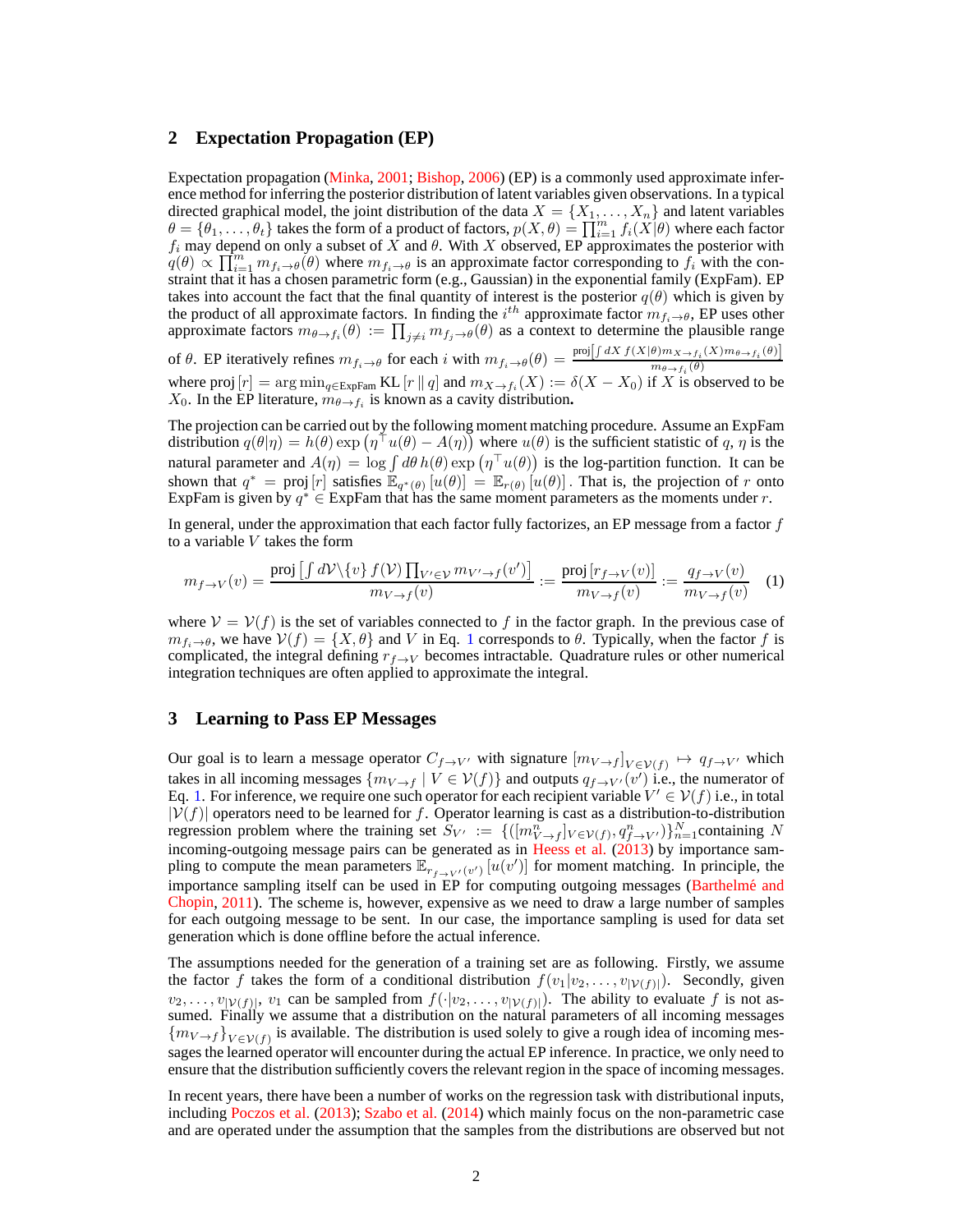## 2 Expectation Propagation (EP)

Expectation propagation (Minka, 2001; Bishop, 2006) (EP) is a commonly used approximate inference method for inferring the posterior distribution of latent variables given observations. In a typical directed graphical model, the joint distribution of the data $X = \{X_1, \ldots, X_n\}$ and latent variables $\theta = \{\theta_1, \ldots, \theta_t\}$ takes the form of a product of factors, $p(X, \theta) = \prod_{i=1}^{m} f_i(X|\theta)$ where each factor $f_i$ may depend on only a subset of $X$ and $\theta$. With $X$ observed, EP approximates the posterior with $q(\theta) \propto \prod_{i=1}^{m} m_{f_i \to \theta}(\theta)$ where $m_{f_i \to \theta}$ is an approximate factor corresponding to $f_i$ with the constraint that it has a chosen parametric form (e.g., Gaussian) in the exponential family (ExpFam). EP takes into account the fact that the final quantity of interest is the posterior $q(\theta)$ which is given by the product of all approximate factors. In finding the $i^{th}$ approximate factor $m_{f_i \to \theta}$, EP uses other approximate factors $m_{\theta \to f_i}(\theta) := \prod_{j \neq i} m_{f_j \to \theta}(\theta)$ as a context to determine the plausible range of $\theta$. EP iteratively refines $m_{f_i \to \theta}$ for each $i$ with $m_{f_i \to \theta}(\theta) = \frac{\text{proj}\left[\int dX\, f(X|\theta) m_{X \to f_i}(X) m_{\theta \to f_i}(\theta)\right]}{m_{\theta \to f_i}(\theta)}$ where $\text{proj}\,[r] = \arg\min_{q \in \text{ExpFam}} \text{KL}\,[r \,\|\, q]$ and $m_{X \to f_i}(X) := \delta(X - X_0)$ if $X$ is observed to be $X_0$. In the EP literature, $m_{\theta \to f_i}$ is known as a cavity distribution**.**

The projection can be carried out by the following moment matching procedure. Assume an ExpFam distribution $q(\theta|\eta) = h(\theta) \exp\left(\eta^\top u(\theta) - A(\eta)\right)$ where $u(\theta)$ is the sufficient statistic of $q$, $\eta$ is the natural parameter and $A(\eta) = \log \int d\theta\, h(\theta) \exp\left(\eta^\top u(\theta)\right)$ is the log-partition function. It can be shown that $q^* = \text{proj}\,[r]$ satisfies $\mathbb{E}_{q^*(\theta)}\left[u(\theta)\right] = \mathbb{E}_{r(\theta)}\left[u(\theta)\right]$. That is, the projection of $r$ onto ExpFam is given by $q^* \in \text{ExpFam}$ that has the same moment parameters as the moments under $r$.

In general, under the approximation that each factor fully factorizes, an EP message from a factor $f$ to a variable $V$ takes the form

$$m_{f \to V}(v) = \frac{\text{proj}\left[\int d\mathcal{V} \backslash \{v\}\, f(\mathcal{V}) \prod_{V' \in \mathcal{V}} m_{V' \to f}(v')\right]}{m_{V \to f}(v)} := \frac{\text{proj}\left[r_{f \to V}(v)\right]}{m_{V \to f}(v)} := \frac{q_{f \to V}(v)}{m_{V \to f}(v)} \tag{1}$$

where $\mathcal{V} = \mathcal{V}(f)$ is the set of variables connected to $f$ in the factor graph. In the previous case of $m_{f_i \to \theta}$, we have $\mathcal{V}(f) = \{X, \theta\}$ and $V$ in Eq. 1 corresponds to $\theta$. Typically, when the factor $f$ is complicated, the integral defining $r_{f \to V}$ becomes intractable. Quadrature rules or other numerical integration techniques are often applied to approximate the integral.

## 3 Learning to Pass EP Messages

Our goal is to learn a message operator $C_{f \to V'}$ with signature $[m_{V \to f}]_{V \in \mathcal{V}(f)} \mapsto q_{f \to V'}$ which takes in all incoming messages $\{m_{V \to f} \mid V \in \mathcal{V}(f)\}$ and outputs $q_{f \to V'}(v')$ i.e., the numerator of Eq. 1. For inference, we require one such operator for each recipient variable $V' \in \mathcal{V}(f)$ i.e., in total $|\mathcal{V}(f)|$ operators need to be learned for $f$. Operator learning is cast as a distribution-to-distribution regression problem where the training set $S_{V'} := \{([m^n_{V \to f}]_{V \in \mathcal{V}(f)}, q^n_{f \to V'})\}_{n=1}^{N}$containing $N$ incoming-outgoing message pairs can be generated as in Heess et al. (2013) by importance sampling to compute the mean parameters $\mathbb{E}_{r_{f \to V'}(v')}\left[u(v')\right]$ for moment matching. In principle, the importance sampling itself can be used in EP for computing outgoing messages (Barthelmé and Chopin, 2011). The scheme is, however, expensive as we need to draw a large number of samples for each outgoing message to be sent. In our case, the importance sampling is used for data set generation which is done offline before the actual inference.

The assumptions needed for the generation of a training set are as following. Firstly, we assume the factor $f$ takes the form of a conditional distribution $f(v_1|v_2, \ldots, v_{|\mathcal{V}(f)|})$. Secondly, given $v_2, \ldots, v_{|\mathcal{V}(f)|}$, $v_1$ can be sampled from $f(\cdot|v_2, \ldots, v_{|\mathcal{V}(f)|})$. The ability to evaluate $f$ is not assumed. Finally we assume that a distribution on the natural parameters of all incoming messages $\{m_{V \to f}\}_{V \in \mathcal{V}(f)}$ is available. The distribution is used solely to give a rough idea of incoming messages the learned operator will encounter during the actual EP inference. In practice, we only need to ensure that the distribution sufficiently covers the relevant region in the space of incoming messages.

In recent years, there have been a number of works on the regression task with distributional inputs, including Poczos et al. (2013); Szabo et al. (2014) which mainly focus on the non-parametric case and are operated under the assumption that the samples from the distributions are observed but not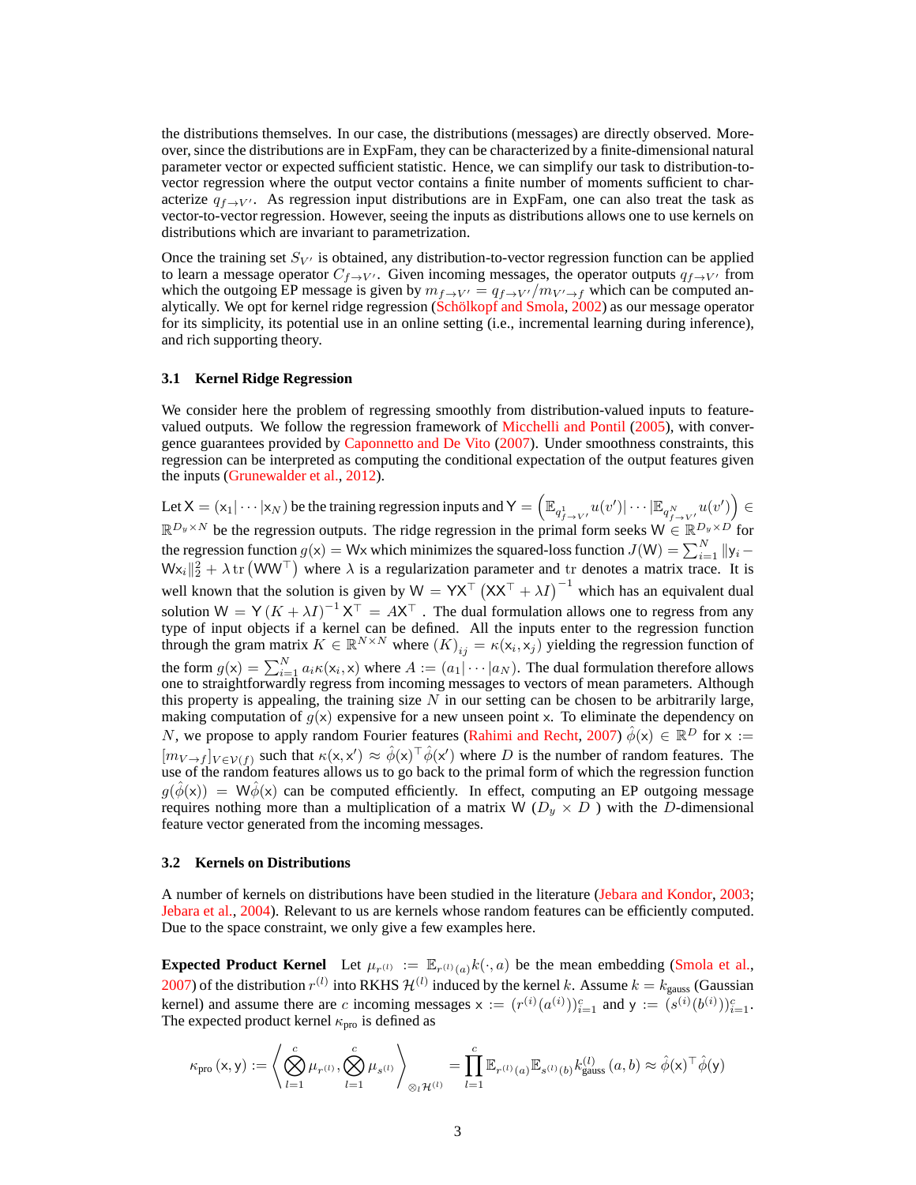the distributions themselves. In our case, the distributions (messages) are directly observed. Moreover, since the distributions are in ExpFam, they can be characterized by a finite-dimensional natural parameter vector or expected sufficient statistic. Hence, we can simplify our task to distribution-to-vector regression where the output vector contains a finite number of moments sufficient to characterize $q_{f \to V'}$. As regression input distributions are in ExpFam, one can also treat the task as vector-to-vector regression. However, seeing the inputs as distributions allows one to use kernels on distributions which are invariant to parametrization.

Once the training set $S_{V'}$ is obtained, any distribution-to-vector regression function can be applied to learn a message operator $C_{f \to V'}$. Given incoming messages, the operator outputs $q_{f \to V'}$ from which the outgoing EP message is given by $m_{f \to V'} = q_{f \to V'}/m_{V' \to f}$ which can be computed analytically. We opt for kernel ridge regression (Schölkopf and Smola, 2002) as our message operator for its simplicity, its potential use in an online setting (i.e., incremental learning during inference), and rich supporting theory.

### 3.1 Kernel Ridge Regression

We consider here the problem of regressing smoothly from distribution-valued inputs to feature-valued outputs. We follow the regression framework of Micchelli and Pontil (2005), with convergence guarantees provided by Caponnetto and De Vito (2007). Under smoothness constraints, this regression can be interpreted as computing the conditional expectation of the output features given the inputs (Grunewalder et al., 2012).

Let $\mathsf{X} = (\mathsf{x}_1 | \cdots | \mathsf{x}_N)$ be the training regression inputs and $\mathsf{Y} = \left( \mathbb{E}_{q^1_{f \to V'}} u(v') | \cdots | \mathbb{E}_{q^N_{f \to V'}} u(v') \right) \in \mathbb{R}^{D_y \times N}$ be the regression outputs. The ridge regression in the primal form seeks $\mathsf{W} \in \mathbb{R}^{D_y \times D}$ for the regression function $g(\mathsf{x}) = \mathsf{W}\mathsf{x}$ which minimizes the squared-loss function $J(\mathsf{W}) = \sum_{i=1}^N \|\mathsf{y}_i - \mathsf{W}\mathsf{x}_i\|_2^2 + \lambda \operatorname{tr}\left(\mathsf{W}\mathsf{W}^\top\right)$ where $\lambda$ is a regularization parameter and $\operatorname{tr}$ denotes a matrix trace. It is well known that the solution is given by $\mathsf{W} = \mathsf{Y}\mathsf{X}^\top \left(\mathsf{X}\mathsf{X}^\top + \lambda I\right)^{-1}$ which has an equivalent dual solution $\mathsf{W} = \mathsf{Y}\left(K + \lambda I\right)^{-1} \mathsf{X}^\top = A\mathsf{X}^\top$. The dual formulation allows one to regress from any type of input objects if a kernel can be defined. All the inputs enter to the regression function through the gram matrix $K \in \mathbb{R}^{N \times N}$ where $(K)_{ij} = \kappa(\mathsf{x}_i, \mathsf{x}_j)$ yielding the regression function of the form $g(\mathsf{x}) = \sum_{i=1}^N a_i \kappa(\mathsf{x}_i, \mathsf{x})$ where $A := (a_1 | \cdots | a_N)$. The dual formulation therefore allows one to straightforwardly regress from incoming messages to vectors of mean parameters. Although this property is appealing, the training size $N$ in our setting can be chosen to be arbitrarily large, making computation of $g(\mathsf{x})$ expensive for a new unseen point $\mathsf{x}$. To eliminate the dependency on $N$, we propose to apply random Fourier features (Rahimi and Recht, 2007) $\hat{\phi}(\mathsf{x}) \in \mathbb{R}^D$ for $\mathsf{x} := [m_{V \to f}]_{V \in \mathcal{V}(f)}$ such that $\kappa(\mathsf{x}, \mathsf{x}') \approx \hat{\phi}(\mathsf{x})^\top \hat{\phi}(\mathsf{x}')$ where $D$ is the number of random features. The use of the random features allows us to go back to the primal form of which the regression function $g(\hat{\phi}(\mathsf{x})) = \mathsf{W}\hat{\phi}(\mathsf{x})$ can be computed efficiently. In effect, computing an EP outgoing message requires nothing more than a multiplication of a matrix $\mathsf{W}$ ($D_y \times D$) with the $D$-dimensional feature vector generated from the incoming messages.

### 3.2 Kernels on Distributions

A number of kernels on distributions have been studied in the literature (Jebara and Kondor, 2003; Jebara et al., 2004). Relevant to us are kernels whose random features can be efficiently computed. Due to the space constraint, we only give a few examples here.

**Expected Product Kernel** Let $\mu_{r^{(l)}} := \mathbb{E}_{r^{(l)}(a)} k(\cdot, a)$ be the mean embedding (Smola et al., 2007) of the distribution $r^{(l)}$ into RKHS $\mathcal{H}^{(l)}$ induced by the kernel $k$. Assume $k = k_{\text{gauss}}$ (Gaussian kernel) and assume there are $c$ incoming messages $\mathsf{x} := (r^{(i)}(a^{(i)}))_{i=1}^c$ and $\mathsf{y} := (s^{(i)}(b^{(i)}))_{i=1}^c$. The expected product kernel $\kappa_{\text{pro}}$ is defined as

$$\kappa_{\text{pro}}(\mathsf{x}, \mathsf{y}) := \left\langle \bigotimes_{l=1}^c \mu_{r^{(l)}}, \bigotimes_{l=1}^c \mu_{s^{(l)}} \right\rangle_{\otimes_l \mathcal{H}^{(l)}} = \prod_{l=1}^c \mathbb{E}_{r^{(l)}(a)} \mathbb{E}_{s^{(l)}(b)} k^{(l)}_{\text{gauss}}(a, b) \approx \hat{\phi}(\mathsf{x})^\top \hat{\phi}(\mathsf{y})$$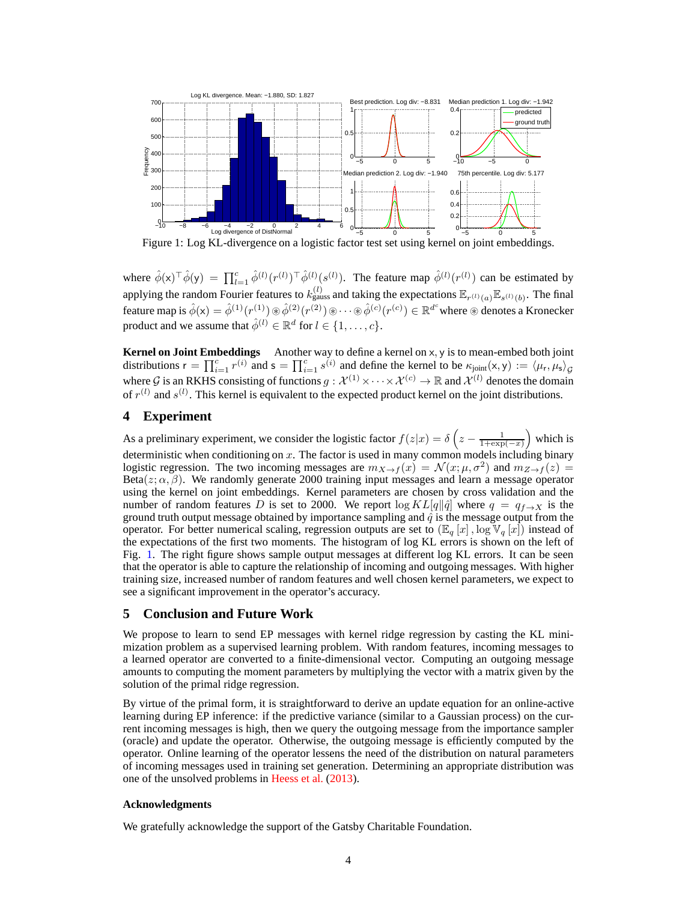Figure 1: Log KL-divergence on a logistic factor test set using kernel on joint embeddings.

where $\hat{\phi}(\mathsf{x})^\top \hat{\phi}(\mathsf{y}) = \prod_{l=1}^{c} \hat{\phi}^{(l)}(r^{(l)})^\top \hat{\phi}^{(l)}(s^{(l)})$. The feature map $\hat{\phi}^{(l)}(r^{(l)})$ can be estimated by applying the random Fourier features to $k_{\text{gauss}}^{(l)}$ and taking the expectations $\mathbb{E}_{r^{(l)}(a)}\mathbb{E}_{s^{(l)}(b)}$. The final feature map is $\hat{\phi}(\mathsf{x}) = \hat{\phi}^{(1)}(r^{(1)}) \circledast \hat{\phi}^{(2)}(r^{(2)}) \circledast \cdots \circledast \hat{\phi}^{(c)}(r^{(c)}) \in \mathbb{R}^{d^c}$ where $\circledast$ denotes a Kronecker product and we assume that $\hat{\phi}^{(l)} \in \mathbb{R}^d$ for $l \in \{1, \ldots, c\}$.

**Kernel on Joint Embeddings** Another way to define a kernel on $\mathsf{x}, \mathsf{y}$ is to mean-embed both joint distributions $\mathsf{r} = \prod_{i=1}^{c} r^{(i)}$ and $\mathsf{s} = \prod_{i=1}^{c} s^{(i)}$ and define the kernel to be $\kappa_{\text{joint}}(\mathsf{x}, \mathsf{y}) := \langle \mu_\mathsf{r}, \mu_\mathsf{s} \rangle_\mathcal{G}$ where $\mathcal{G}$ is an RKHS consisting of functions $g : \mathcal{X}^{(1)} \times \cdots \times \mathcal{X}^{(c)} \to \mathbb{R}$ and $\mathcal{X}^{(l)}$ denotes the domain of $r^{(l)}$ and $s^{(l)}$. This kernel is equivalent to the expected product kernel on the joint distributions.

## 4 Experiment

As a preliminary experiment, we consider the logistic factor $f(z|x) = \delta\left(z - \frac{1}{1+\exp(-x)}\right)$ which is deterministic when conditioning on $x$. The factor is used in many common models including binary logistic regression. The two incoming messages are $m_{X\to f}(x) = \mathcal{N}(x; \mu, \sigma^2)$ and $m_{Z\to f}(z) = \text{Beta}(z; \alpha, \beta)$. We randomly generate 2000 training input messages and learn a message operator using the kernel on joint embeddings. Kernel parameters are chosen by cross validation and the number of random features $D$ is set to 2000. We report $\log KL[q\|\hat{q}]$ where $q = q_{f\to X}$ is the ground truth output message obtained by importance sampling and $\hat{q}$ is the message output from the operator. For better numerical scaling, regression outputs are set to $(\mathbb{E}_q[x], \log \mathbb{V}_q[x])$ instead of the expectations of the first two moments. The histogram of log KL errors is shown on the left of Fig. 1. The right figure shows sample output messages at different log KL errors. It can be seen that the operator is able to capture the relationship of incoming and outgoing messages. With higher training size, increased number of random features and well chosen kernel parameters, we expect to see a significant improvement in the operator's accuracy.

## 5 Conclusion and Future Work

We propose to learn to send EP messages with kernel ridge regression by casting the KL minimization problem as a supervised learning problem. With random features, incoming messages to a learned operator are converted to a finite-dimensional vector. Computing an outgoing message amounts to computing the moment parameters by multiplying the vector with a matrix given by the solution of the primal ridge regression.

By virtue of the primal form, it is straightforward to derive an update equation for an online-active learning during EP inference: if the predictive variance (similar to a Gaussian process) on the current incoming messages is high, then we query the outgoing message from the importance sampler (oracle) and update the operator. Otherwise, the outgoing message is efficiently computed by the operator. Online learning of the operator lessens the need of the distribution on natural parameters of incoming messages used in training set generation. Determining an appropriate distribution was one of the unsolved problems in Heess et al. (2013).

### Acknowledgments

We gratefully acknowledge the support of the Gatsby Charitable Foundation.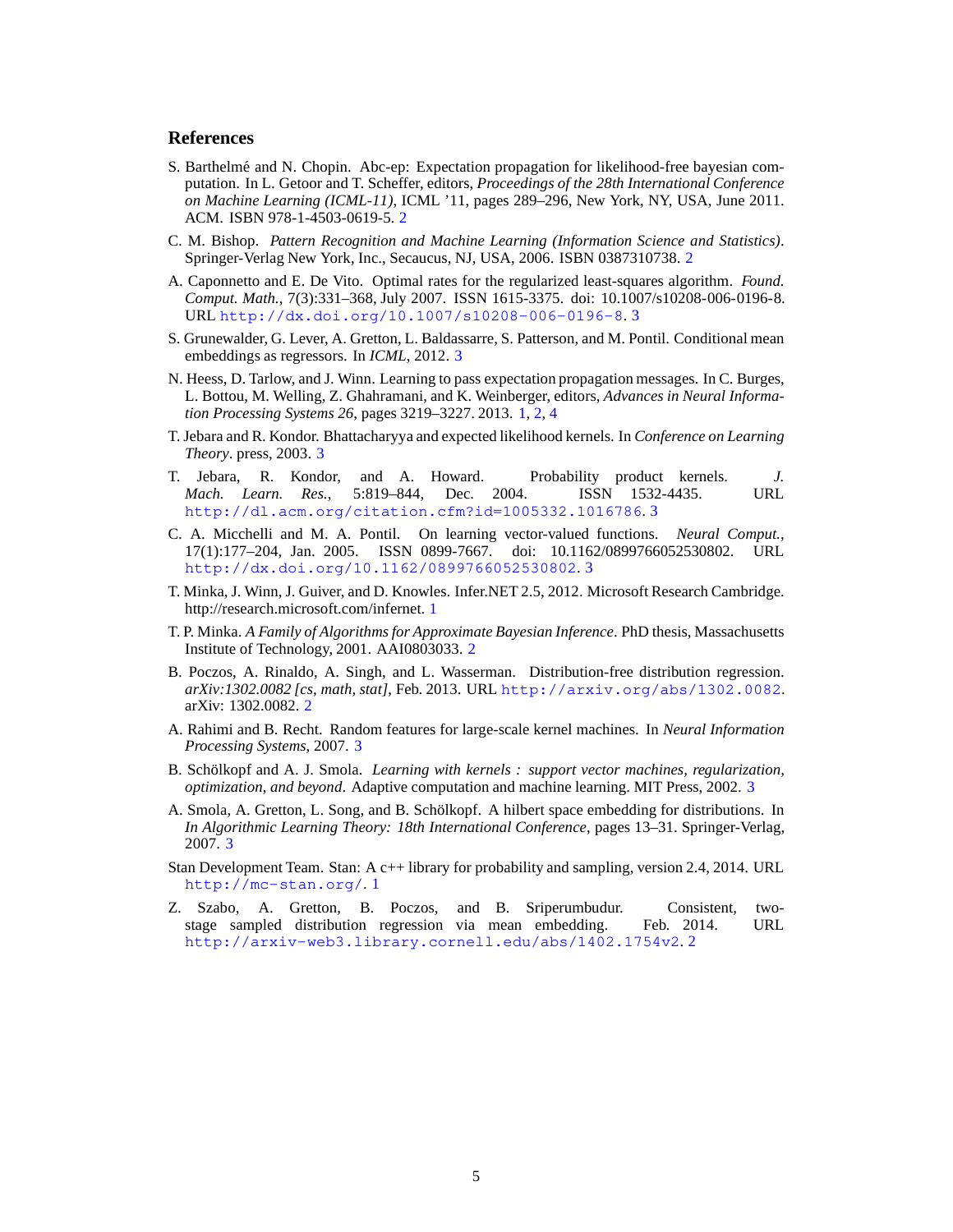## References

S. Barthelmé and N. Chopin. Abc-ep: Expectation propagation for likelihood-free bayesian computation. In L. Getoor and T. Scheffer, editors, *Proceedings of the 28th International Conference on Machine Learning (ICML-11)*, ICML '11, pages 289–296, New York, NY, USA, June 2011. ACM. ISBN 978-1-4503-0619-5. 2

C. M. Bishop. *Pattern Recognition and Machine Learning (Information Science and Statistics)*. Springer-Verlag New York, Inc., Secaucus, NJ, USA, 2006. ISBN 0387310738. 2

A. Caponnetto and E. De Vito. Optimal rates for the regularized least-squares algorithm. *Found. Comput. Math.*, 7(3):331–368, July 2007. ISSN 1615-3375. doi: 10.1007/s10208-006-0196-8. URL http://dx.doi.org/10.1007/s10208-006-0196-8. 3

S. Grunewalder, G. Lever, A. Gretton, L. Baldassarre, S. Patterson, and M. Pontil. Conditional mean embeddings as regressors. In *ICML*, 2012. 3

N. Heess, D. Tarlow, and J. Winn. Learning to pass expectation propagation messages. In C. Burges, L. Bottou, M. Welling, Z. Ghahramani, and K. Weinberger, editors, *Advances in Neural Information Processing Systems 26*, pages 3219–3227. 2013. 1, 2, 4

T. Jebara and R. Kondor. Bhattacharyya and expected likelihood kernels. In *Conference on Learning Theory*. press, 2003. 3

T. Jebara, R. Kondor, and A. Howard. Probability product kernels. *J. Mach. Learn. Res.*, 5:819–844, Dec. 2004. ISSN 1532-4435. URL http://dl.acm.org/citation.cfm?id=1005332.1016786. 3

C. A. Micchelli and M. A. Pontil. On learning vector-valued functions. *Neural Comput.*, 17(1):177–204, Jan. 2005. ISSN 0899-7667. doi: 10.1162/0899766052530802. URL http://dx.doi.org/10.1162/0899766052530802. 3

T. Minka, J. Winn, J. Guiver, and D. Knowles. Infer.NET 2.5, 2012. Microsoft Research Cambridge. http://research.microsoft.com/infernet. 1

T. P. Minka. *A Family of Algorithms for Approximate Bayesian Inference*. PhD thesis, Massachusetts Institute of Technology, 2001. AAI0803033. 2

B. Poczos, A. Rinaldo, A. Singh, and L. Wasserman. Distribution-free distribution regression. *arXiv:1302.0082 [cs, math, stat]*, Feb. 2013. URL http://arxiv.org/abs/1302.0082. arXiv: 1302.0082. 2

A. Rahimi and B. Recht. Random features for large-scale kernel machines. In *Neural Information Processing Systems*, 2007. 3

B. Schölkopf and A. J. Smola. *Learning with kernels : support vector machines, regularization, optimization, and beyond*. Adaptive computation and machine learning. MIT Press, 2002. 3

A. Smola, A. Gretton, L. Song, and B. Schölkopf. A hilbert space embedding for distributions. In *In Algorithmic Learning Theory: 18th International Conference*, pages 13–31. Springer-Verlag, 2007. 3

Stan Development Team. Stan: A c++ library for probability and sampling, version 2.4, 2014. URL http://mc-stan.org/. 1

Z. Szabo, A. Gretton, B. Poczos, and B. Sriperumbudur. Consistent, two-stage sampled distribution regression via mean embedding. Feb. 2014. URL http://arxiv-web3.library.cornell.edu/abs/1402.1754v2. 2